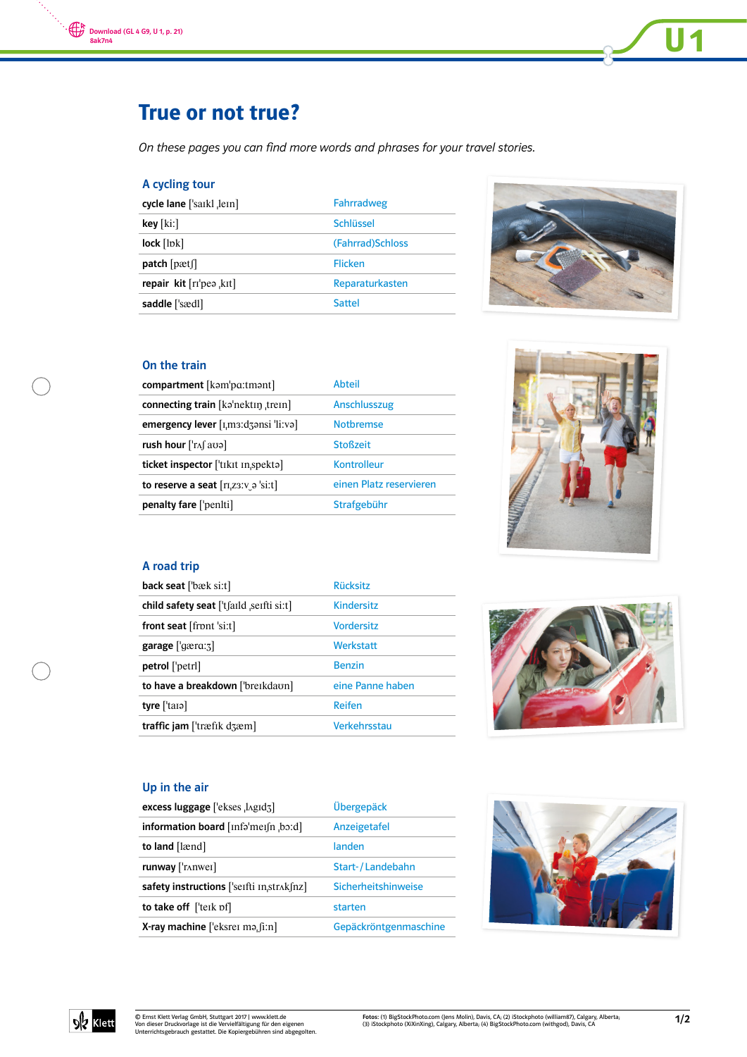# True or not true?

*On these pages you can find more words and phrases for your travel stories.*

## A cycling tour

| | |
|---|---|
| **cycle lane** ['saɪkl ˌleɪn] | Fahrradweg |
| **key** [kiː] | Schlüssel |
| **lock** [lɒk] | (Fahrrad)Schloss |
| **patch** [pætʃ] | Flicken |
| **repair kit** [rɪ'peə ˌkɪt] | Reparaturkasten |
| **saddle** ['sædl] | Sattel |

## On the train

| | |
|---|---|
| **compartment** [kəm'pɑːtmənt] | Abteil |
| **connecting train** [kə'nektɪŋ ˌtreɪn] | Anschlusszug |
| **emergency lever** [ɪˌmɜːdʒənsi 'liːvə] | Notbremse |
| **rush hour** ['rʌʃ aʊə] | Stoßzeit |
| **ticket inspector** ['tɪkɪt ɪnˌspektə] | Kontrolleur |
| **to reserve a seat** [rɪˌzɜːv_ə 'siːt] | einen Platz reservieren |
| **penalty fare** ['penlti] | Strafgebühr |

## A road trip

| | |
|---|---|
| **back seat** ['bæk siːt] | Rücksitz |
| **child safety seat** ['tʃaɪld ˌseɪfti siːt] | Kindersitz |
| **front seat** [frʌnt 'siːt] | Vordersitz |
| **garage** ['gærɑːʒ] | Werkstatt |
| **petrol** ['petrl] | Benzin |
| **to have a breakdown** ['breɪkdaʊn] | eine Panne haben |
| **tyre** ['taɪə] | Reifen |
| **traffic jam** ['træfɪk dʒæm] | Verkehrsstau |

## Up in the air

| | |
|---|---|
| **excess luggage** ['ekses ˌlʌgɪdʒ] | Übergepäck |
| **information board** [ɪnfə'meɪʃn ˌbɔːd] | Anzeigetafel |
| **to land** [lænd] | landen |
| **runway** ['rʌnweɪ] | Start-/Landebahn |
| **safety instructions** ['seɪfti ɪnˌstrʌkʃnz] | Sicherheitshinweise |
| **to take off** ['teɪk ɒf] | starten |
| **X-ray machine** ['eksreɪ məˌʃiːn] | Gepäckröntgenmaschine |

© Ernst Klett Verlag GmbH, Stuttgart 2017 | www.klett.de
Von dieser Druckvorlage ist die Vervielfältigung für den eigenen Unterrichtsgebrauch gestattet. Die Kopiergebühren sind abgegolten.

Fotos: (1) BigStockPhoto.com (Jens Molin), Davis, CA; (2) iStockphoto (william87), Calgary, Alberta; (3) iStockphoto (XiXinXing), Calgary, Alberta; (4) BigStockPhoto.com (withgod), Davis, CA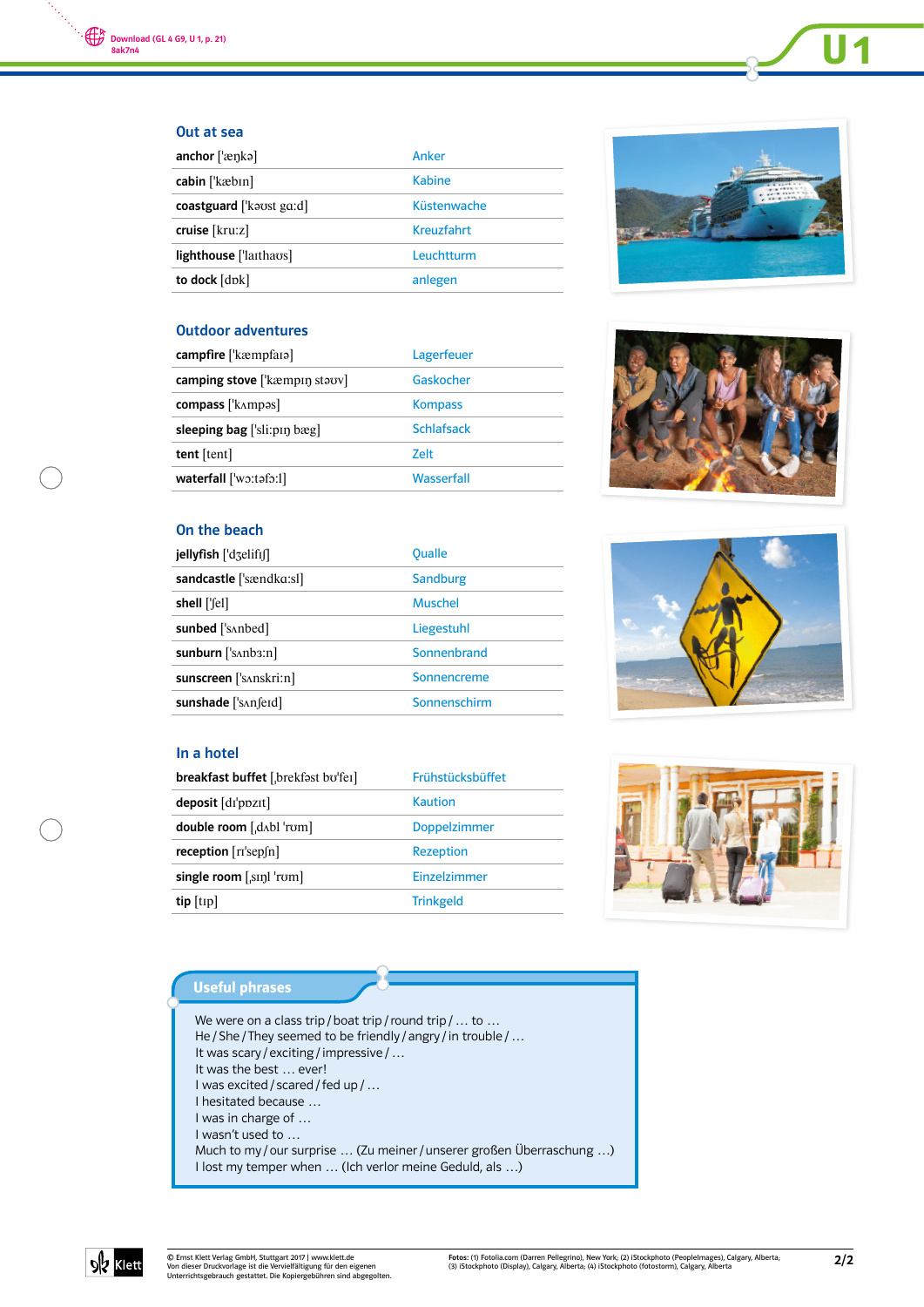## Out at sea

| | |
|---|---|
| **anchor** ['æŋkə] | Anker |
| **cabin** ['kæbɪn] | Kabine |
| **coastguard** ['kəʊst gɑːd] | Küstenwache |
| **cruise** [kruːz] | Kreuzfahrt |
| **lighthouse** ['laɪthaʊs] | Leuchtturm |
| **to dock** [dɒk] | anlegen |

## Outdoor adventures

| | |
|---|---|
| **campfire** ['kæmpfaɪə] | Lagerfeuer |
| **camping stove** ['kæmpɪŋ stəʊv] | Gaskocher |
| **compass** ['kʌmpəs] | Kompass |
| **sleeping bag** ['sliːpɪŋ bæg] | Schlafsack |
| **tent** [tent] | Zelt |
| **waterfall** ['wɔːtəfɔːl] | Wasserfall |

## On the beach

| | |
|---|---|
| **jellyfish** ['dʒelifɪʃ] | Qualle |
| **sandcastle** ['sændkɑːsl] | Sandburg |
| **shell** [ʃel] | Muschel |
| **sunbed** ['sʌnbed] | Liegestuhl |
| **sunburn** ['sʌnbɜːn] | Sonnenbrand |
| **sunscreen** ['sʌnskriːn] | Sonnencreme |
| **sunshade** ['sʌnʃeɪd] | Sonnenschirm |

## In a hotel

| | |
|---|---|
| **breakfast buffet** [ˌbrekfəst bʊ'feɪ] | Frühstücksbüffet |
| **deposit** [dɪ'pɒzɪt] | Kaution |
| **double room** [ˌdʌbl 'rʊm] | Doppelzimmer |
| **reception** [rɪ'sepʃn] | Rezeption |
| **single room** [ˌsɪŋl 'rʊm] | Einzelzimmer |
| **tip** [tɪp] | Trinkgeld |

## Useful phrases

We were on a class trip / boat trip / round trip / … to …
He / She / They seemed to be friendly / angry / in trouble / …
It was scary / exciting / impressive / …
It was the best … ever!
I was excited / scared / fed up / …
I hesitated because …
I was in charge of …
I wasn't used to …
Much to my / our surprise … (Zu meiner / unserer großen Überraschung …)
I lost my temper when … (Ich verlor meine Geduld, als …)

© Ernst Klett Verlag GmbH, Stuttgart 2017 | www.klett.de
Von dieser Druckvorlage ist die Vervielfältigung für den eigenen Unterrichtsgebrauch gestattet. Die Kopiergebühren sind abgegolten.

Fotos: (1) Fotolia.com (Darren Pellegrino), New York; (2) iStockphoto (PeopleImages), Calgary, Alberta; (3) iStockphoto (Display), Calgary, Alberta; (4) iStockphoto (fotostorm), Calgary, Alberta